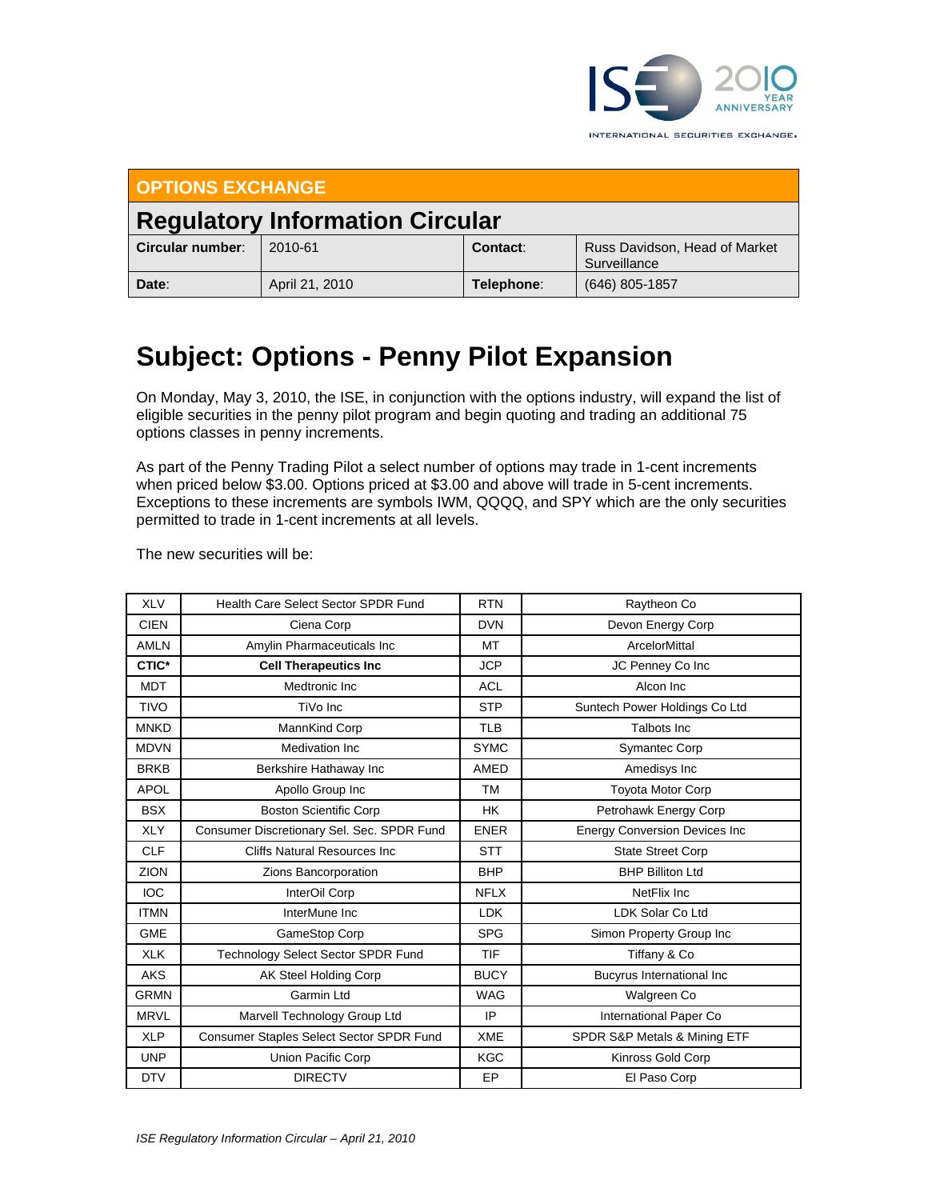INTERNATIONAL SECURITIES EXCHANGE

## OPTIONS EXCHANGE

## Regulatory Information Circular

| **Circular number**: | 2010-61 | **Contact**: | Russ Davidson, Head of Market Surveillance |
|---|---|---|---|
| **Date**: | April 21, 2010 | **Telephone**: | (646) 805-1857 |

# Subject: Options - Penny Pilot Expansion

On Monday, May 3, 2010, the ISE, in conjunction with the options industry, will expand the list of eligible securities in the penny pilot program and begin quoting and trading an additional 75 options classes in penny increments.

As part of the Penny Trading Pilot a select number of options may trade in 1-cent increments when priced below $3.00. Options priced at $3.00 and above will trade in 5-cent increments. Exceptions to these increments are symbols IWM, QQQQ, and SPY which are the only securities permitted to trade in 1-cent increments at all levels.

The new securities will be:

| | | | |
|---|---|---|---|
| XLV | Health Care Select Sector SPDR Fund | RTN | Raytheon Co |
| CIEN | Ciena Corp | DVN | Devon Energy Corp |
| AMLN | Amylin Pharmaceuticals Inc | MT | ArcelorMittal |
| **CTIC*** | **Cell Therapeutics Inc** | JCP | JC Penney Co Inc |
| MDT | Medtronic Inc | ACL | Alcon Inc |
| TIVO | TiVo Inc | STP | Suntech Power Holdings Co Ltd |
| MNKD | MannKind Corp | TLB | Talbots Inc |
| MDVN | Medivation Inc | SYMC | Symantec Corp |
| BRKB | Berkshire Hathaway Inc | AMED | Amedisys Inc |
| APOL | Apollo Group Inc | TM | Toyota Motor Corp |
| BSX | Boston Scientific Corp | HK | Petrohawk Energy Corp |
| XLY | Consumer Discretionary Sel. Sec. SPDR Fund | ENER | Energy Conversion Devices Inc |
| CLF | Cliffs Natural Resources Inc | STT | State Street Corp |
| ZION | Zions Bancorporation | BHP | BHP Billiton Ltd |
| IOC | InterOil Corp | NFLX | NetFlix Inc |
| ITMN | InterMune Inc | LDK | LDK Solar Co Ltd |
| GME | GameStop Corp | SPG | Simon Property Group Inc |
| XLK | Technology Select Sector SPDR Fund | TIF | Tiffany & Co |
| AKS | AK Steel Holding Corp | BUCY | Bucyrus International Inc |
| GRMN | Garmin Ltd | WAG | Walgreen Co |
| MRVL | Marvell Technology Group Ltd | IP | International Paper Co |
| XLP | Consumer Staples Select Sector SPDR Fund | XME | SPDR S&P Metals & Mining ETF |
| UNP | Union Pacific Corp | KGC | Kinross Gold Corp |
| DTV | DIRECTV | EP | El Paso Corp |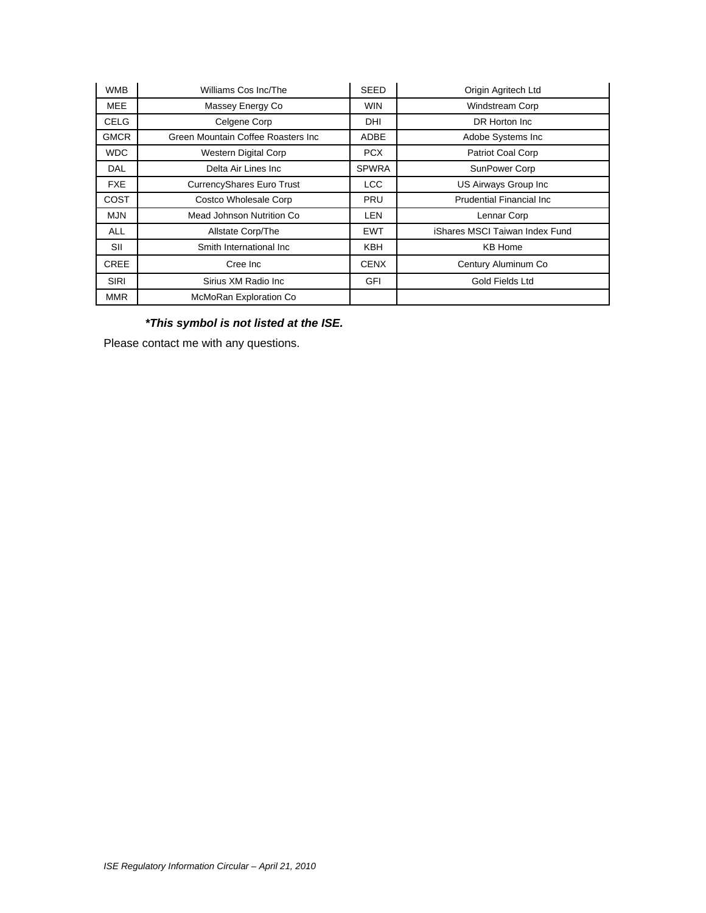| | | | |
|---|---|---|---|
| WMB | Williams Cos Inc/The | SEED | Origin Agritech Ltd |
| MEE | Massey Energy Co | WIN | Windstream Corp |
| CELG | Celgene Corp | DHI | DR Horton Inc |
| GMCR | Green Mountain Coffee Roasters Inc | ADBE | Adobe Systems Inc |
| WDC | Western Digital Corp | PCX | Patriot Coal Corp |
| DAL | Delta Air Lines Inc | SPWRA | SunPower Corp |
| FXE | CurrencyShares Euro Trust | LCC | US Airways Group Inc |
| COST | Costco Wholesale Corp | PRU | Prudential Financial Inc |
| MJN | Mead Johnson Nutrition Co | LEN | Lennar Corp |
| ALL | Allstate Corp/The | EWT | iShares MSCI Taiwan Index Fund |
| SII | Smith International Inc | KBH | KB Home |
| CREE | Cree Inc | CENX | Century Aluminum Co |
| SIRI | Sirius XM Radio Inc | GFI | Gold Fields Ltd |
| MMR | McMoRan Exploration Co | | |

***This symbol is not listed at the ISE.***

Please contact me with any questions.